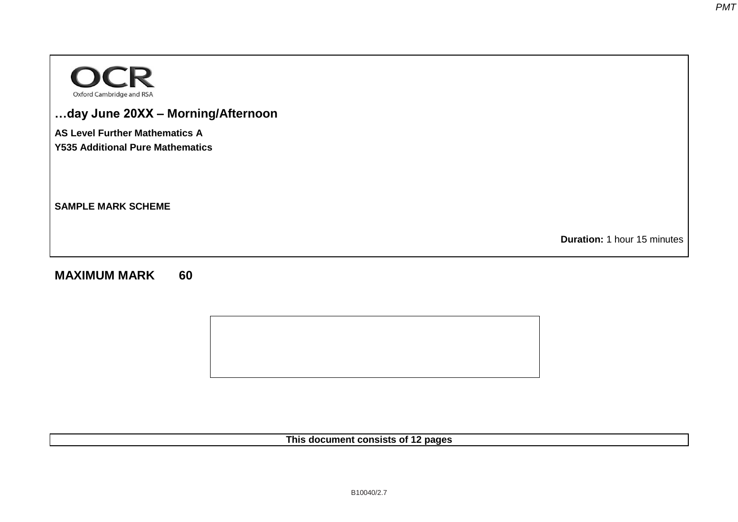OCR
Oxford Cambridge and RSA

**…day June 20XX – Morning/Afternoon**

**AS Level Further Mathematics A**
**Y535 Additional Pure Mathematics**

**SAMPLE MARK SCHEME**

**Duration:** 1 hour 15 minutes

**MAXIMUM MARK 60**

**This document consists of 12 pages**

B10040/2.7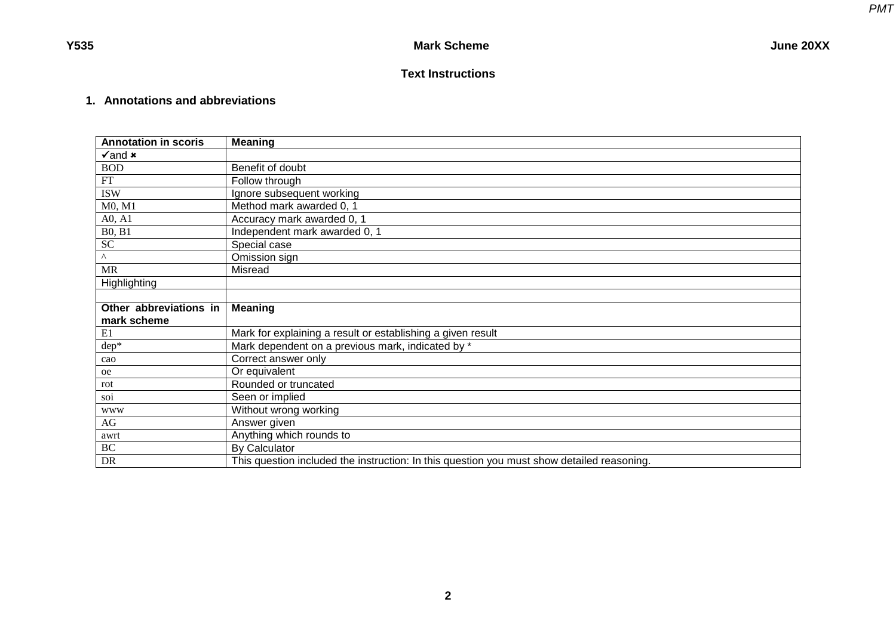## Text Instructions

### 1. Annotations and abbreviations

| Annotation in scoris | Meaning |
|---|---|
| ✓and ✗ | |
| BOD | Benefit of doubt |
| FT | Follow through |
| ISW | Ignore subsequent working |
| M0, M1 | Method mark awarded 0, 1 |
| A0, A1 | Accuracy mark awarded 0, 1 |
| B0, B1 | Independent mark awarded 0, 1 |
| SC | Special case |
| ^ | Omission sign |
| MR | Misread |
| Highlighting | |
| | |
| **Other abbreviations in mark scheme** | **Meaning** |
| E1 | Mark for explaining a result or establishing a given result |
| dep* | Mark dependent on a previous mark, indicated by * |
| cao | Correct answer only |
| oe | Or equivalent |
| rot | Rounded or truncated |
| soi | Seen or implied |
| www | Without wrong working |
| AG | Answer given |
| awrt | Anything which rounds to |
| BC | By Calculator |
| DR | This question included the instruction: In this question you must show detailed reasoning. |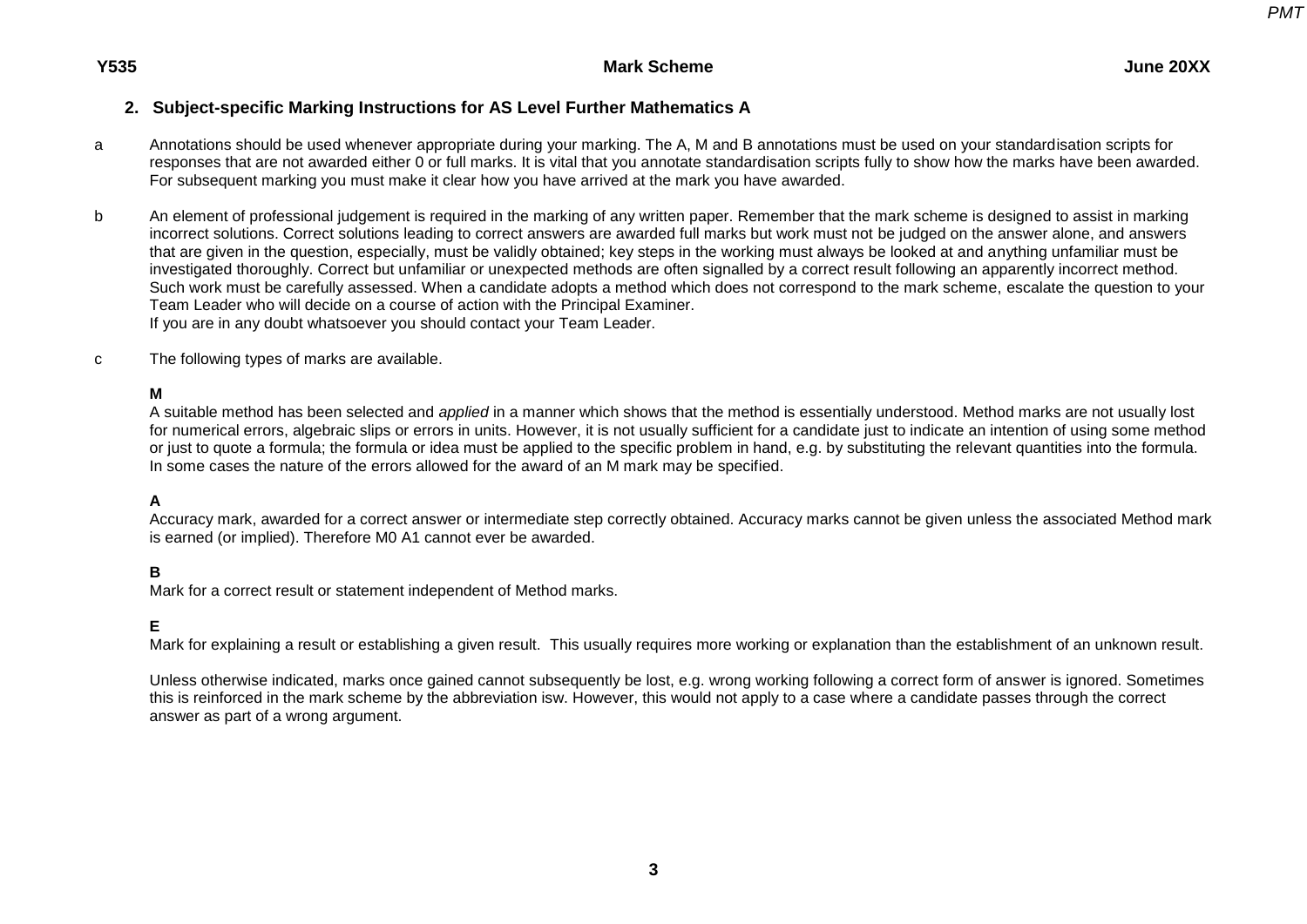## 2. Subject-specific Marking Instructions for AS Level Further Mathematics A

a Annotations should be used whenever appropriate during your marking. The A, M and B annotations must be used on your standardisation scripts for responses that are not awarded either 0 or full marks. It is vital that you annotate standardisation scripts fully to show how the marks have been awarded. For subsequent marking you must make it clear how you have arrived at the mark you have awarded.

b An element of professional judgement is required in the marking of any written paper. Remember that the mark scheme is designed to assist in marking incorrect solutions. Correct solutions leading to correct answers are awarded full marks but work must not be judged on the answer alone, and answers that are given in the question, especially, must be validly obtained; key steps in the working must always be looked at and anything unfamiliar must be investigated thoroughly. Correct but unfamiliar or unexpected methods are often signalled by a correct result following an apparently incorrect method. Such work must be carefully assessed. When a candidate adopts a method which does not correspond to the mark scheme, escalate the question to your Team Leader who will decide on a course of action with the Principal Examiner.
If you are in any doubt whatsoever you should contact your Team Leader.

c The following types of marks are available.

**M**
A suitable method has been selected and *applied* in a manner which shows that the method is essentially understood. Method marks are not usually lost for numerical errors, algebraic slips or errors in units. However, it is not usually sufficient for a candidate just to indicate an intention of using some method or just to quote a formula; the formula or idea must be applied to the specific problem in hand, e.g. by substituting the relevant quantities into the formula. In some cases the nature of the errors allowed for the award of an M mark may be specified.

**A**
Accuracy mark, awarded for a correct answer or intermediate step correctly obtained. Accuracy marks cannot be given unless the associated Method mark is earned (or implied). Therefore M0 A1 cannot ever be awarded.

**B**
Mark for a correct result or statement independent of Method marks.

**E**
Mark for explaining a result or establishing a given result. This usually requires more working or explanation than the establishment of an unknown result.

Unless otherwise indicated, marks once gained cannot subsequently be lost, e.g. wrong working following a correct form of answer is ignored. Sometimes this is reinforced in the mark scheme by the abbreviation isw. However, this would not apply to a case where a candidate passes through the correct answer as part of a wrong argument.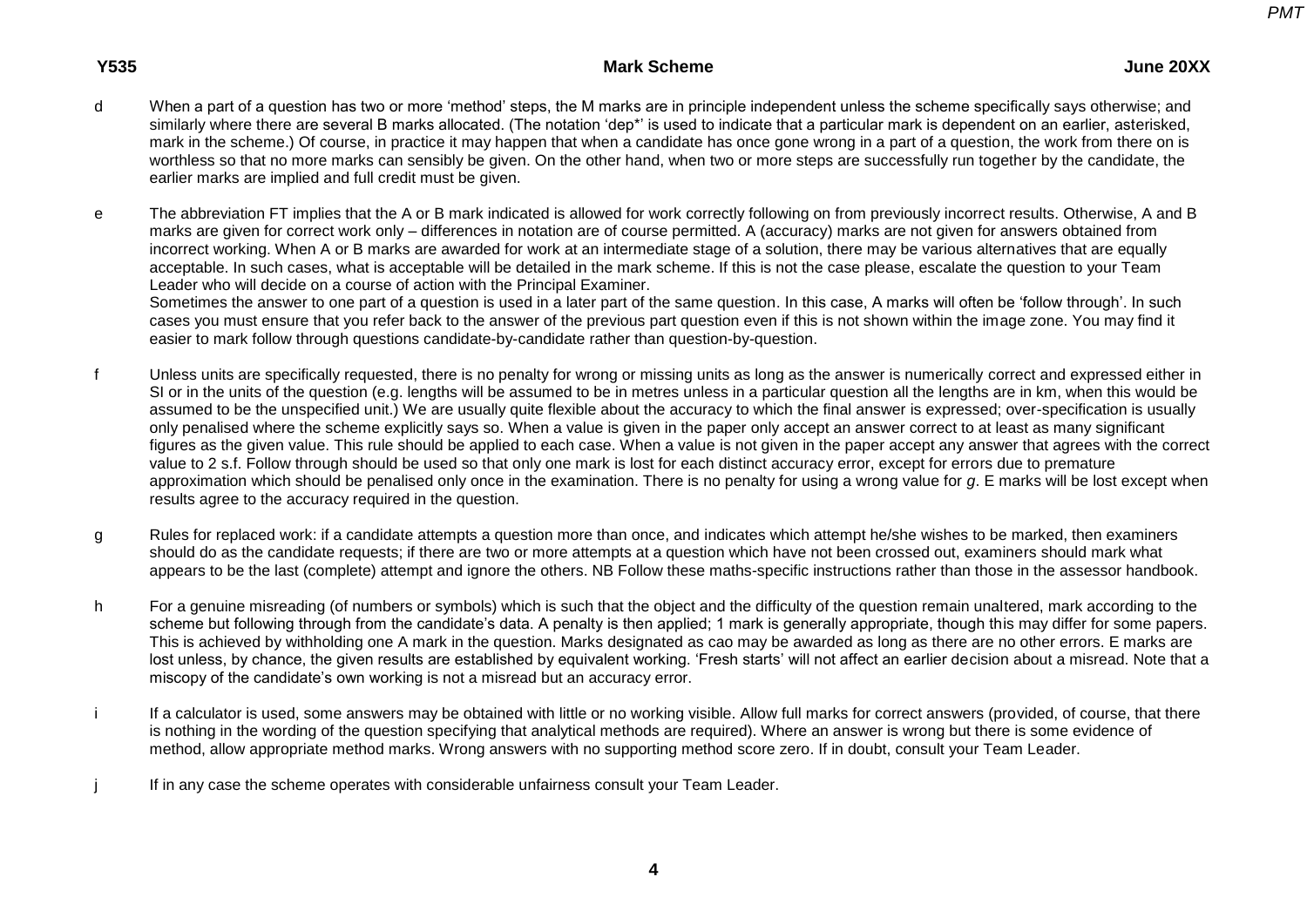d When a part of a question has two or more ‘method’ steps, the M marks are in principle independent unless the scheme specifically says otherwise; and similarly where there are several B marks allocated. (The notation ‘dep*’ is used to indicate that a particular mark is dependent on an earlier, asterisked, mark in the scheme.) Of course, in practice it may happen that when a candidate has once gone wrong in a part of a question, the work from there on is worthless so that no more marks can sensibly be given. On the other hand, when two or more steps are successfully run together by the candidate, the earlier marks are implied and full credit must be given.

e The abbreviation FT implies that the A or B mark indicated is allowed for work correctly following on from previously incorrect results. Otherwise, A and B marks are given for correct work only – differences in notation are of course permitted. A (accuracy) marks are not given for answers obtained from incorrect working. When A or B marks are awarded for work at an intermediate stage of a solution, there may be various alternatives that are equally acceptable. In such cases, what is acceptable will be detailed in the mark scheme. If this is not the case please, escalate the question to your Team Leader who will decide on a course of action with the Principal Examiner.
Sometimes the answer to one part of a question is used in a later part of the same question. In this case, A marks will often be ‘follow through’. In such cases you must ensure that you refer back to the answer of the previous part question even if this is not shown within the image zone. You may find it easier to mark follow through questions candidate-by-candidate rather than question-by-question.

f Unless units are specifically requested, there is no penalty for wrong or missing units as long as the answer is numerically correct and expressed either in SI or in the units of the question (e.g. lengths will be assumed to be in metres unless in a particular question all the lengths are in km, when this would be assumed to be the unspecified unit.) We are usually quite flexible about the accuracy to which the final answer is expressed; over-specification is usually only penalised where the scheme explicitly says so. When a value is given in the paper only accept an answer correct to at least as many significant figures as the given value. This rule should be applied to each case. When a value is not given in the paper accept any answer that agrees with the correct value to 2 s.f. Follow through should be used so that only one mark is lost for each distinct accuracy error, except for errors due to premature approximation which should be penalised only once in the examination. There is no penalty for using a wrong value for $g$. E marks will be lost except when results agree to the accuracy required in the question.

g Rules for replaced work: if a candidate attempts a question more than once, and indicates which attempt he/she wishes to be marked, then examiners should do as the candidate requests; if there are two or more attempts at a question which have not been crossed out, examiners should mark what appears to be the last (complete) attempt and ignore the others. NB Follow these maths-specific instructions rather than those in the assessor handbook.

h For a genuine misreading (of numbers or symbols) which is such that the object and the difficulty of the question remain unaltered, mark according to the scheme but following through from the candidate’s data. A penalty is then applied; 1 mark is generally appropriate, though this may differ for some papers. This is achieved by withholding one A mark in the question. Marks designated as cao may be awarded as long as there are no other errors. E marks are lost unless, by chance, the given results are established by equivalent working. ‘Fresh starts’ will not affect an earlier decision about a misread. Note that a miscopy of the candidate’s own working is not a misread but an accuracy error.

i If a calculator is used, some answers may be obtained with little or no working visible. Allow full marks for correct answers (provided, of course, that there is nothing in the wording of the question specifying that analytical methods are required). Where an answer is wrong but there is some evidence of method, allow appropriate method marks. Wrong answers with no supporting method score zero. If in doubt, consult your Team Leader.

j If in any case the scheme operates with considerable unfairness consult your Team Leader.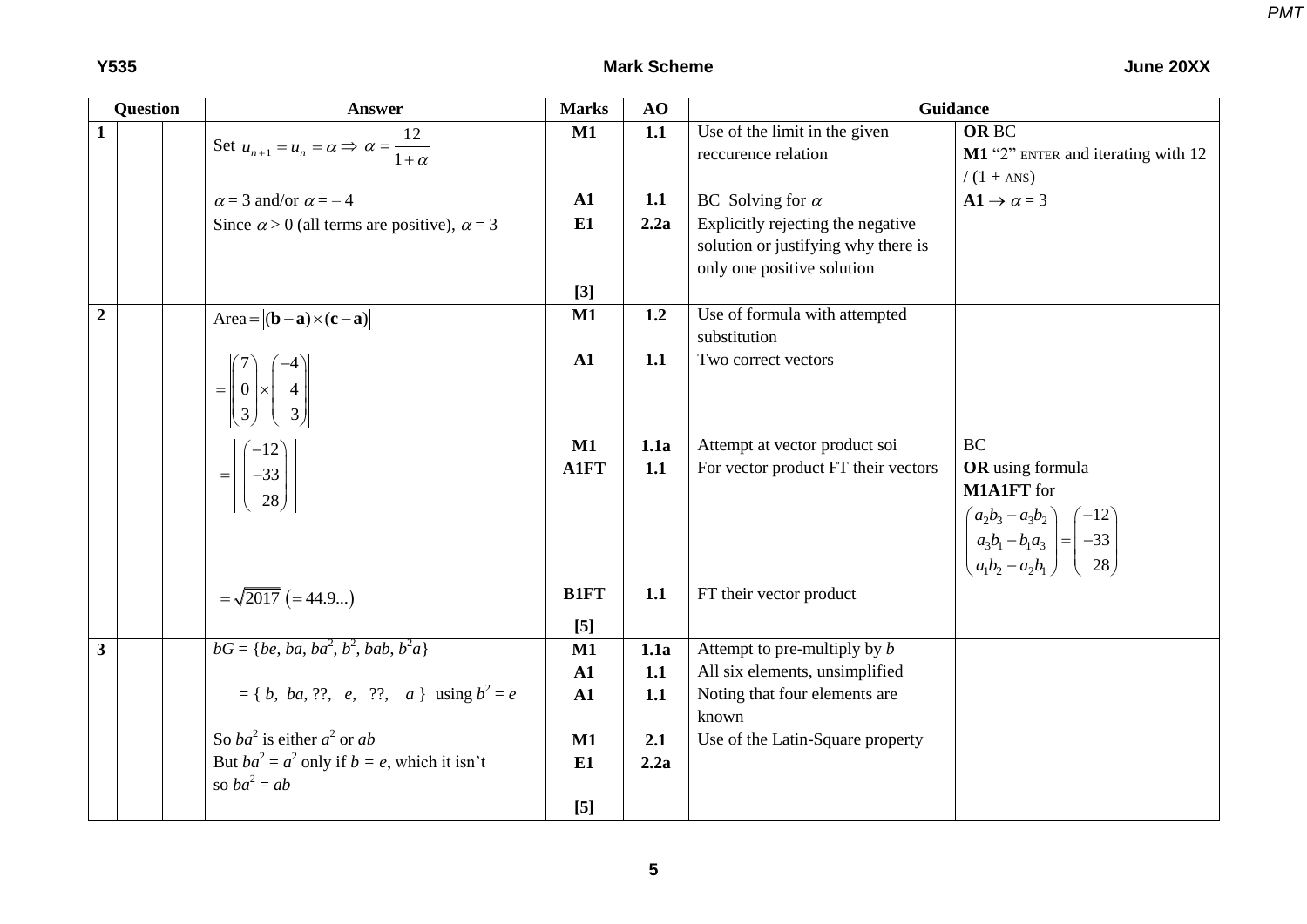| Question | | | Answer | Marks | AO | Guidance | |
|---|---|---|---|---|---|---|---|
| **1** | | | Set $u_{n+1} = u_n = \alpha \Rightarrow \alpha = \dfrac{12}{1+\alpha}$ | **M1** | 1.1 | Use of the limit in the given reccurence relation | **OR** BC<br>**M1** "2" ENTER and iterating with 12 / (1 + ANS) |
| | | | $\alpha = 3$ and/or $\alpha = -4$ | **A1** | 1.1 | BC Solving for $\alpha$ | **A1** $\rightarrow \alpha = 3$ |
| | | | Since $\alpha > 0$ (all terms are positive), $\alpha = 3$ | **E1** | 2.2a | Explicitly rejecting the negative solution or justifying why there is only one positive solution | |
| | | | | **[3]** | | | |
| **2** | | | $\text{Area} = \lvert(\mathbf{b}-\mathbf{a})\times(\mathbf{c}-\mathbf{a})\rvert$ | **M1** | 1.2 | Use of formula with attempted substitution | |
| | | | $= \left\lvert \begin{pmatrix} 7 \\ 0 \\ 3 \end{pmatrix} \times \begin{pmatrix} -4 \\ 4 \\ 3 \end{pmatrix} \right\rvert$ | **A1** | 1.1 | Two correct vectors | |
| | | | $= \left\lvert \begin{pmatrix} -12 \\ -33 \\ 28 \end{pmatrix} \right\rvert$ | **M1**<br>**A1FT** | 1.1a<br>1.1 | Attempt at vector product soi<br>For vector product FT their vectors | BC<br>**OR** using formula<br>**M1A1FT** for<br>$\begin{pmatrix} a_2b_3 - a_3b_2 \\ a_3b_1 - b_1a_3 \\ a_1b_2 - a_2b_1 \end{pmatrix} = \begin{pmatrix} -12 \\ -33 \\ 28 \end{pmatrix}$ |
| | | | $= \sqrt{2017}\ (= 44.9...)$ | **B1FT** | 1.1 | FT their vector product | |
| | | | | **[5]** | | | |
| **3** | | | $bG = \{be, ba, ba^2, b^2, bab, b^2a\}$ | **M1** | 1.1a | Attempt to pre-multiply by $b$ | |
| | | | | **A1** | 1.1 | All six elements, unsimplified | |
| | | | $= \{\ b,\ ba, ??,\ \ e,\ \ ??,\ \ \ a\ \}$ using $b^2 = e$ | **A1** | 1.1 | Noting that four elements are known | |
| | | | So $ba^2$ is either $a^2$ or $ab$ | **M1** | 2.1 | Use of the Latin-Square property | |
| | | | But $ba^2 = a^2$ only if $b = e$, which it isn't<br>so $ba^2 = ab$ | **E1** | 2.2a | | |
| | | | | **[5]** | | | |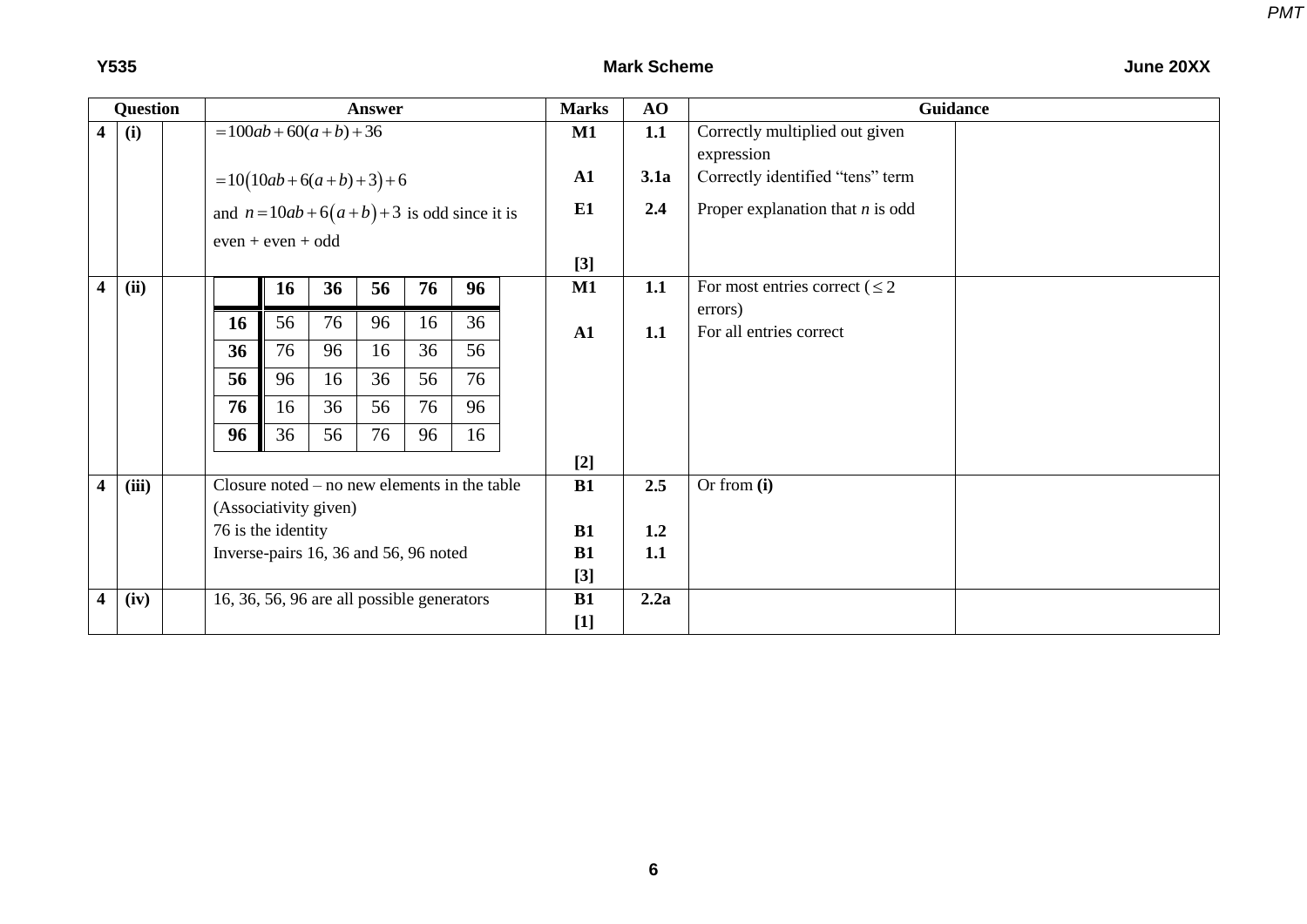| Question | | | Answer | Marks | AO | Guidance | |
|---|---|---|---|---|---|---|---|
| 4 | (i) | | $= 100ab + 60(a+b) + 36$ | M1 | 1.1 | Correctly multiplied out given expression | |
| | | | $= 10\big(10ab + 6(a+b) + 3\big) + 6$ | A1 | 3.1a | Correctly identified "tens" term | |
| | | | and $n = 10ab + 6\big(a+b\big) + 3$ is odd since it is even + even + odd | E1 | 2.4 | Proper explanation that $n$ is odd | |
| | | | | [3] | | | |
| 4 | (ii) | | See table below | M1 | 1.1 | For most entries correct ($\leq 2$ errors) | |
| | | | | A1 | 1.1 | For all entries correct | |
| | | | | [2] | | | |
| 4 | (iii) | | Closure noted – no new elements in the table | B1 | 2.5 | Or from **(i)** | |
| | | | (Associativity given) | | | | |
| | | | 76 is the identity | B1 | 1.2 | | |
| | | | Inverse-pairs 16, 36 and 56, 96 noted | B1 | 1.1 | | |
| | | | | [3] | | | |
| 4 | (iv) | | 16, 36, 56, 96 are all possible generators | B1 | 2.2a | | |
| | | | | [1] | | | |

Table for 4 (ii):

| | **16** | **36** | **56** | **76** | **96** |
|---|---|---|---|---|---|
| **16** | 56 | 76 | 96 | 16 | 36 |
| **36** | 76 | 96 | 16 | 36 | 56 |
| **56** | 96 | 16 | 36 | 56 | 76 |
| **76** | 16 | 36 | 56 | 76 | 96 |
| **96** | 36 | 56 | 76 | 96 | 16 |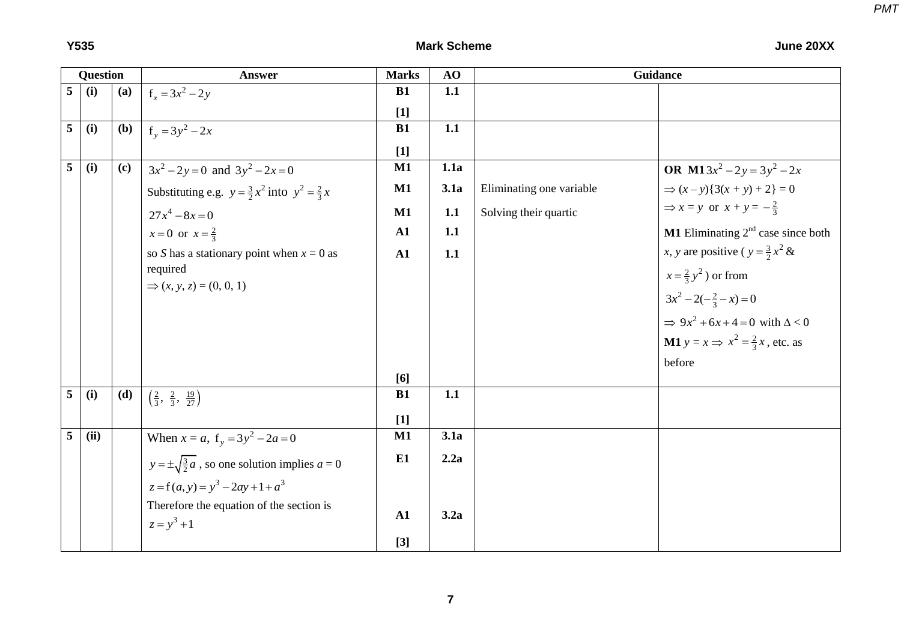| Question | | | Answer | Marks | AO | Guidance | |
|---|---|---|---|---|---|---|---|
| 5 | (i) | (a) | $f_x = 3x^2 - 2y$ | B1 [1] | 1.1 | | |
| 5 | (i) | (b) | $f_y = 3y^2 - 2x$ | B1 [1] | 1.1 | | |
| 5 | (i) | (c) | $3x^2 - 2y = 0$ and $3y^2 - 2x = 0$ | M1 | 1.1a | | **OR M1** $3x^2 - 2y = 3y^2 - 2x$ |
| | | | Substituting e.g. $y = \frac{3}{2}x^2$ into $y^2 = \frac{2}{3}x$ | M1 | 3.1a | Eliminating one variable | $\Rightarrow (x - y)\{3(x + y) + 2\} = 0$ |
| | | | $27x^4 - 8x = 0$ | M1 | 1.1 | Solving their quartic | $\Rightarrow x = y$ or $x + y = -\frac{2}{3}$ |
| | | | $x = 0$ or $x = \frac{2}{3}$ | A1 | 1.1 | | **M1** Eliminating 2[nd] case since both $x$, $y$ are positive ( $y = \frac{3}{2}x^2$ & $x = \frac{2}{3}y^2$ ) or from $3x^2 - 2(-\frac{2}{3} - x) = 0$ |
| | | | so $S$ has a stationary point when $x = 0$ as required $\Rightarrow (x, y, z) = (0, 0, 1)$ | A1 | 1.1 | | $\Rightarrow 9x^2 + 6x + 4 = 0$ with $\Delta < 0$ **M1** $y = x \Rightarrow x^2 = \frac{2}{3}x$, etc. as before |
| | | | | [6] | | | |
| 5 | (i) | (d) | $\left(\frac{2}{3},\ \frac{2}{3},\ \frac{19}{27}\right)$ | B1 [1] | 1.1 | | |
| 5 | (ii) | | When $x = a$, $f_y = 3y^2 - 2a = 0$ | M1 | 3.1a | | |
| | | | $y = \pm\sqrt{\frac{3}{2}a}$ , so one solution implies $a = 0$ | E1 | 2.2a | | |
| | | | $z = f(a, y) = y^3 - 2ay + 1 + a^3$ | | | | |
| | | | Therefore the equation of the section is $z = y^3 + 1$ | A1 | 3.2a | | |
| | | | | [3] | | | |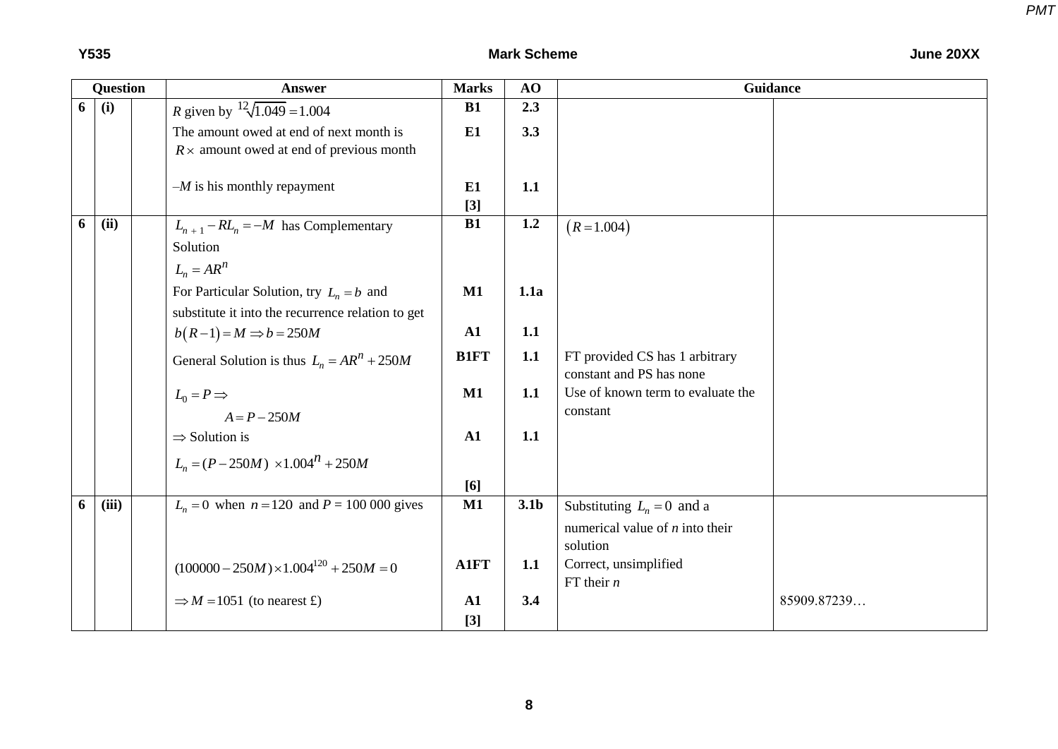| Question | | | Answer | Marks | AO | Guidance | |
|---|---|---|---|---|---|---|---|
| 6 | (i) | | $R$ given by $\sqrt[12]{1.049} = 1.004$ | B1 | 2.3 | | |
| | | | The amount owed at end of next month is $R \times$ amount owed at end of previous month | E1 | 3.3 | | |
| | | | $-M$ is his monthly repayment | E1 | 1.1 | | |
| | | | | [3] | | | |
| 6 | (ii) | | $L_{n+1} - RL_n = -M$ has Complementary Solution $L_n = AR^n$ | B1 | 1.2 | $(R = 1.004)$ | |
| | | | For Particular Solution, try $L_n = b$ and substitute it into the recurrence relation to get | M1 | 1.1a | | |
| | | | $b(R-1) = M \Rightarrow b = 250M$ | A1 | 1.1 | | |
| | | | General Solution is thus $L_n = AR^n + 250M$ | B1FT | 1.1 | FT provided CS has 1 arbitrary constant and PS has none | |
| | | | $L_0 = P \Rightarrow$ $A = P - 250M$ | M1 | 1.1 | Use of known term to evaluate the constant | |
| | | | $\Rightarrow$ Solution is $L_n = (P - 250M) \times 1.004^n + 250M$ | A1 | 1.1 | | |
| | | | | [6] | | | |
| 6 | (iii) | | $L_n = 0$ when $n = 120$ and $P$ = 100 000 gives | M1 | 3.1b | Substituting $L_n = 0$ and a numerical value of $n$ into their solution | |
| | | | $(100000 - 250M) \times 1.004^{120} + 250M = 0$ | A1FT | 1.1 | Correct, unsimplified FT their $n$ | |
| | | | $\Rightarrow M = 1051$ (to nearest £) | A1 | 3.4 | | 85909.87239… |
| | | | | [3] | | | |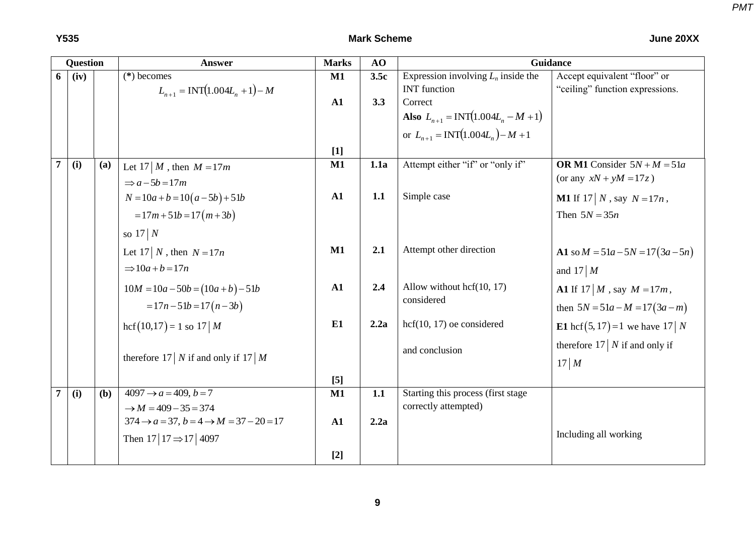| Question | | | Answer | Marks | AO | Guidance | |
|---|---|---|---|---|---|---|---|
| 6 | (iv) | | (*) becomes $L_{n+1} = \text{INT}(1.004L_n + 1) - M$ | M1<br><br>A1<br><br><br><br>[1] | 3.5c<br><br>3.3 | Expression involving $L_n$ inside the INT function<br>Correct<br>**Also** $L_{n+1} = \text{INT}(1.004L_n - M + 1)$<br>or $L_{n+1} = \text{INT}(1.004L_n) - M + 1$ | Accept equivalent "floor" or "ceiling" function expressions. |
| 7 | (i) | (a) | Let $17 \mid M$, then $M = 17m$<br>$\Rightarrow a - 5b = 17m$<br>$N = 10a + b = 10(a - 5b) + 51b$<br>$= 17m + 51b = 17(m + 3b)$<br>so $17 \mid N$<br>Let $17 \mid N$, then $N = 17n$<br>$\Rightarrow 10a + b = 17n$<br>$10M = 10a - 50b = (10a + b) - 51b$<br>$= 17n - 51b = 17(n - 3b)$<br>$\text{hcf}(10, 17) = 1$ so $17 \mid M$<br><br>therefore $17 \mid N$ if and only if $17 \mid M$ | M1<br><br>A1<br><br><br>M1<br><br>A1<br><br>E1<br><br><br>[5] | 1.1a<br><br>1.1<br><br><br>2.1<br><br>2.4<br><br>2.2a | Attempt either "if" or "only if"<br><br>Simple case<br><br><br>Attempt other direction<br><br>Allow without hcf(10, 17) considered<br><br>hcf(10, 17) oe considered<br><br>and conclusion | **OR M1** Consider $5N + M = 51a$ (or any $xN + yM = 17z$)<br>**M1** If $17 \mid N$, say $N = 17n$, Then $5N = 35n$<br><br>**A1** so $M = 51a - 5N = 17(3a - 5n)$ and $17 \mid M$<br>**A1** If $17 \mid M$, say $M = 17m$, then $5N = 51a - M = 17(3a - m)$<br>**E1** $\text{hcf}(5, 17) = 1$ we have $17 \mid N$ therefore $17 \mid N$ if and only if $17 \mid M$ |
| 7 | (i) | (b) | $4097 \rightarrow a = 409, b = 7$<br>$\rightarrow M = 409 - 35 = 374$<br>$374 \rightarrow a = 37, b = 4 \rightarrow M = 37 - 20 = 17$<br>Then $17 \mid 17 \Rightarrow 17 \mid 4097$ | M1<br><br>A1<br><br>[2] | 1.1<br><br>2.2a | Starting this process (first stage correctly attempted) | <br><br>Including all working |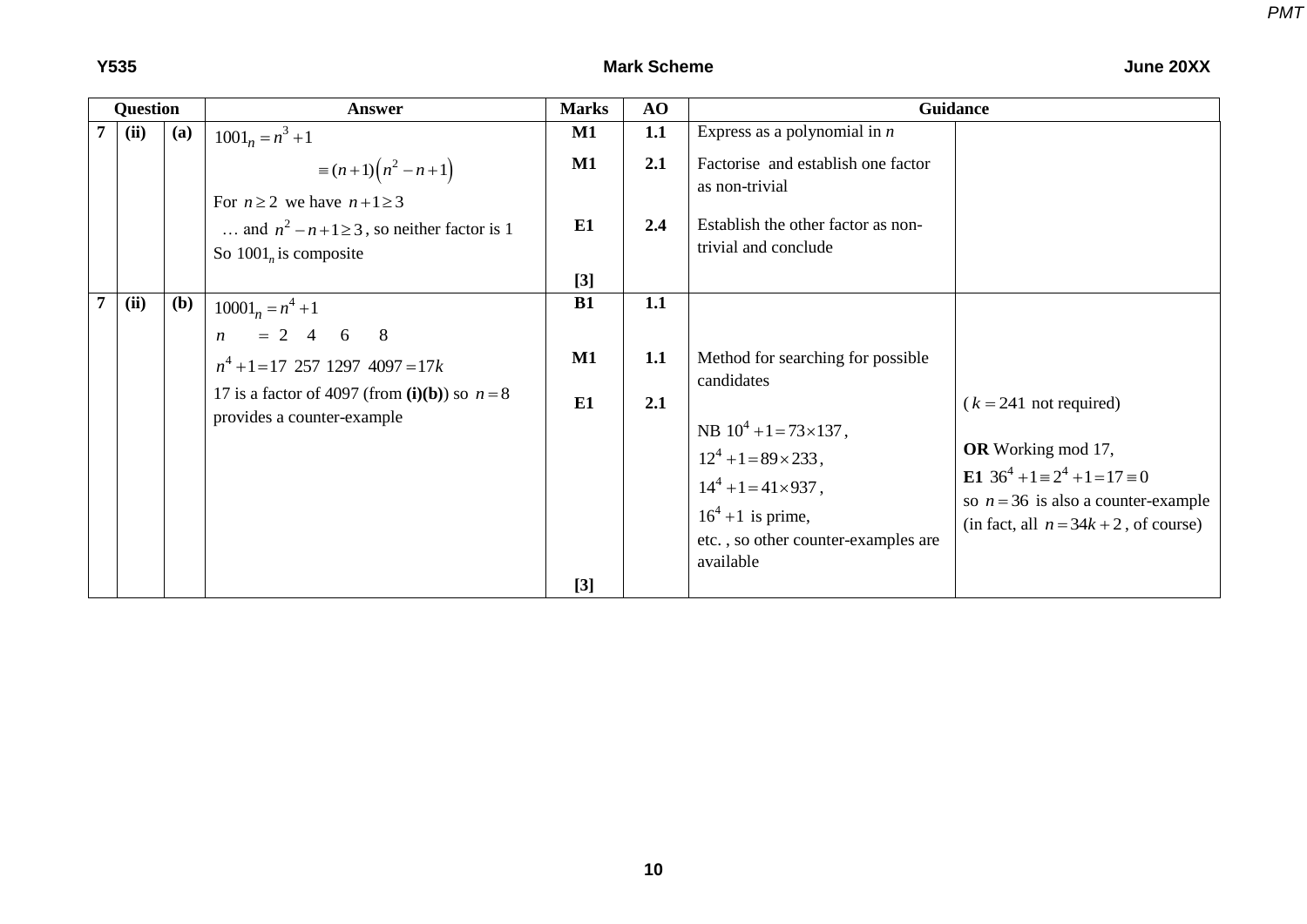| Question | | | Answer | Marks | AO | Guidance | |
|---|---|---|---|---|---|---|---|
| 7 | (ii) | (a) | $1001_n = n^3 + 1$ | M1 | 1.1 | Express as a polynomial in $n$ | |
| | | | $\equiv (n+1)\left(n^2 - n + 1\right)$ | M1 | 2.1 | Factorise and establish one factor as non-trivial | |
| | | | For $n \geq 2$ we have $n+1 \geq 3$ | | | | |
| | | | … and $n^2 - n + 1 \geq 3$, so neither factor is 1 | E1 | 2.4 | Establish the other factor as non-trivial and conclude | |
| | | | So $1001_n$ is composite | | | | |
| | | | | [3] | | | |
| 7 | (ii) | (b) | $10001_n = n^4 + 1$ | B1 | 1.1 | | |
| | | | $n \quad = 2 \quad 4 \quad 6 \quad 8$ | | | | |
| | | | $n^4 + 1 = 17 \;\; 257 \;\; 1297 \;\; 4097 = 17k$ | M1 | 1.1 | Method for searching for possible candidates | |
| | | | 17 is a factor of 4097 (from **(i)(b)**) so $n = 8$ provides a counter-example | E1 | 2.1 | | ($k = 241$ not required) |
| | | | | | | NB $10^4 + 1 = 73 \times 137$, | **OR** Working mod 17, |
| | | | | | | $12^4 + 1 = 89 \times 233$, | **E1** $36^4 + 1 \equiv 2^4 + 1 = 17 \equiv 0$ |
| | | | | | | $14^4 + 1 = 41 \times 937$, | so $n = 36$ is also a counter-example |
| | | | | | | $16^4 + 1$ is prime, | (in fact, all $n = 34k + 2$, of course) |
| | | | | | | etc. , so other counter-examples are available | |
| | | | | [3] | | | |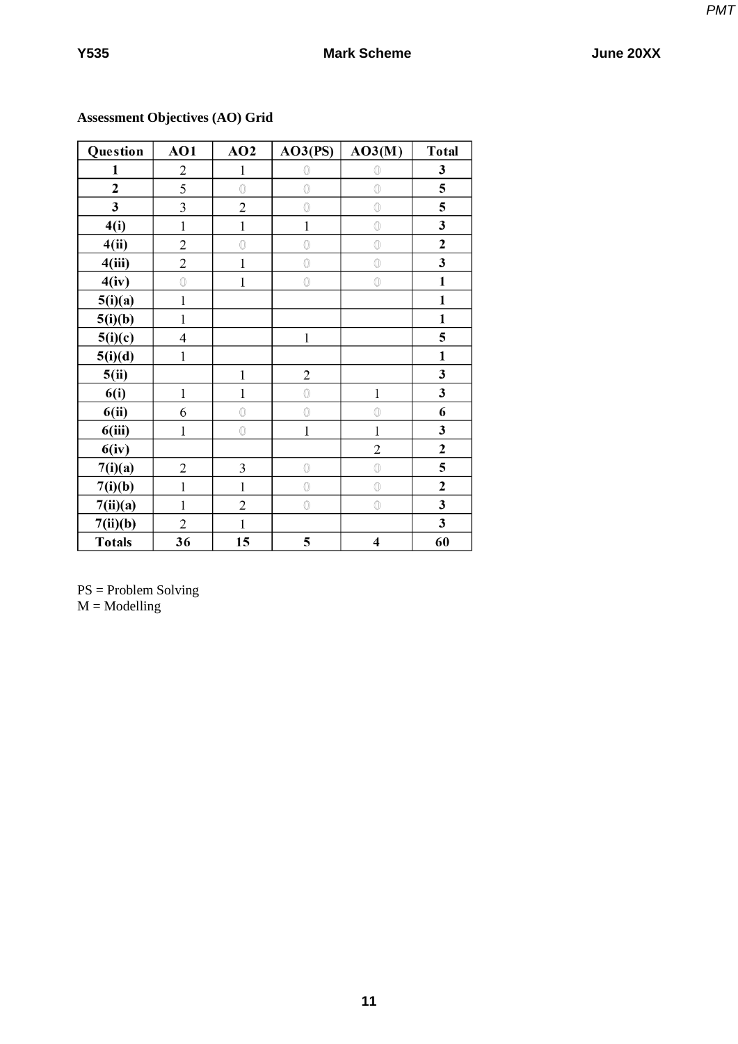**Assessment Objectives (AO) Grid**

| Question | AO1 | AO2 | AO3(PS) | AO3(M) | Total |
|---|---|---|---|---|---|
| **1** | 2 | 1 | 0 | 0 | **3** |
| **2** | 5 | 0 | 0 | 0 | **5** |
| **3** | 3 | 2 | 0 | 0 | **5** |
| **4(i)** | 1 | 1 | 1 | 0 | **3** |
| **4(ii)** | 2 | 0 | 0 | 0 | **2** |
| **4(iii)** | 2 | 1 | 0 | 0 | **3** |
| **4(iv)** | 0 | 1 | 0 | 0 | **1** |
| **5(i)(a)** | 1 | | | | **1** |
| **5(i)(b)** | 1 | | | | **1** |
| **5(i)(c)** | 4 | | 1 | | **5** |
| **5(i)(d)** | 1 | | | | **1** |
| **5(ii)** | | 1 | 2 | | **3** |
| **6(i)** | 1 | 1 | 0 | 1 | **3** |
| **6(ii)** | 6 | 0 | 0 | 0 | **6** |
| **6(iii)** | 1 | 0 | 1 | 1 | **3** |
| **6(iv)** | | | | 2 | **2** |
| **7(i)(a)** | 2 | 3 | 0 | 0 | **5** |
| **7(i)(b)** | 1 | 1 | 0 | 0 | **2** |
| **7(ii)(a)** | 1 | 2 | 0 | 0 | **3** |
| **7(ii)(b)** | 2 | 1 | | | **3** |
| **Totals** | **36** | **15** | **5** | **4** | **60** |

PS = Problem Solving
M = Modelling